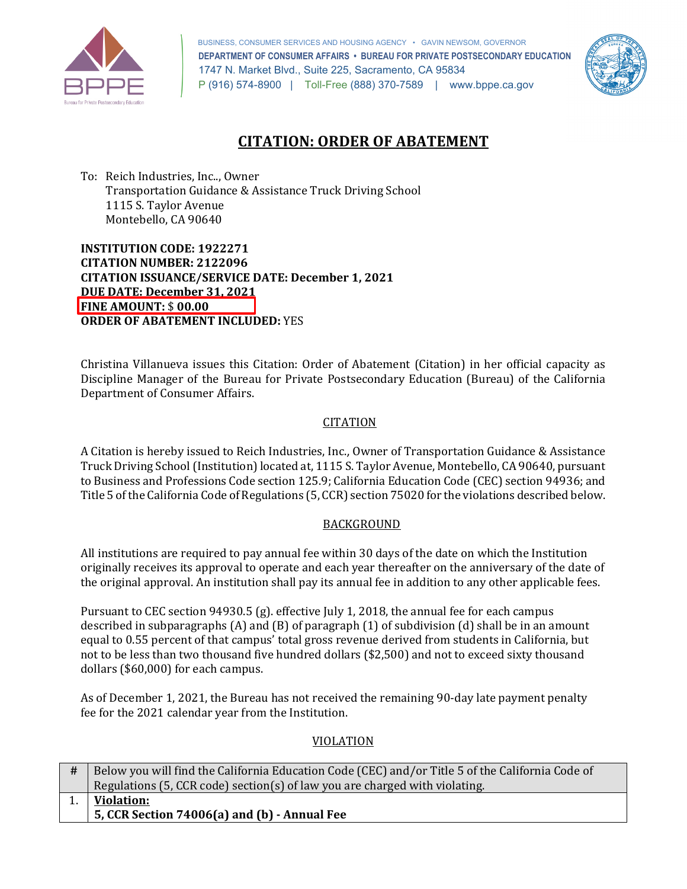BUSINESS, CONSUMER SERVICES AND HOUSING AGENCY • GAVIN NEWSOM, GOVERNOR
**DEPARTMENT OF CONSUMER AFFAIRS • BUREAU FOR PRIVATE POSTSECONDARY EDUCATION**
1747 N. Market Blvd., Suite 225, Sacramento, CA 95834
P (916) 574-8900 | Toll-Free (888) 370-7589 | www.bppe.ca.gov

# CITATION: ORDER OF ABATEMENT

To: Reich Industries, Inc.., Owner
Transportation Guidance & Assistance Truck Driving School
1115 S. Taylor Avenue
Montebello, CA 90640

**INSTITUTION CODE: 1922271**
**CITATION NUMBER: 2122096**
**CITATION ISSUANCE/SERVICE DATE: December 1, 2021**
**DUE DATE: December 31, 2021**
**FINE AMOUNT:** $ **00.00**
**ORDER OF ABATEMENT INCLUDED:** YES

Christina Villanueva issues this Citation: Order of Abatement (Citation) in her official capacity as Discipline Manager of the Bureau for Private Postsecondary Education (Bureau) of the California Department of Consumer Affairs.

## CITATION

A Citation is hereby issued to Reich Industries, Inc., Owner of Transportation Guidance & Assistance Truck Driving School (Institution) located at, 1115 S. Taylor Avenue, Montebello, CA 90640, pursuant to Business and Professions Code section 125.9; California Education Code (CEC) section 94936; and Title 5 of the California Code of Regulations (5, CCR) section 75020 for the violations described below.

## BACKGROUND

All institutions are required to pay annual fee within 30 days of the date on which the Institution originally receives its approval to operate and each year thereafter on the anniversary of the date of the original approval. An institution shall pay its annual fee in addition to any other applicable fees.

Pursuant to CEC section 94930.5 (g). effective July 1, 2018, the annual fee for each campus described in subparagraphs (A) and (B) of paragraph (1) of subdivision (d) shall be in an amount equal to 0.55 percent of that campus' total gross revenue derived from students in California, but not to be less than two thousand five hundred dollars ($2,500) and not to exceed sixty thousand dollars ($60,000) for each campus.

As of December 1, 2021, the Bureau has not received the remaining 90-day late payment penalty fee for the 2021 calendar year from the Institution.

## VIOLATION

| # | Below you will find the California Education Code (CEC) and/or Title 5 of the California Code of Regulations (5, CCR code) section(s) of law you are charged with violating. |
|---|---|
| 1. | **Violation:** **5, CCR Section 74006(a) and (b) - Annual Fee** |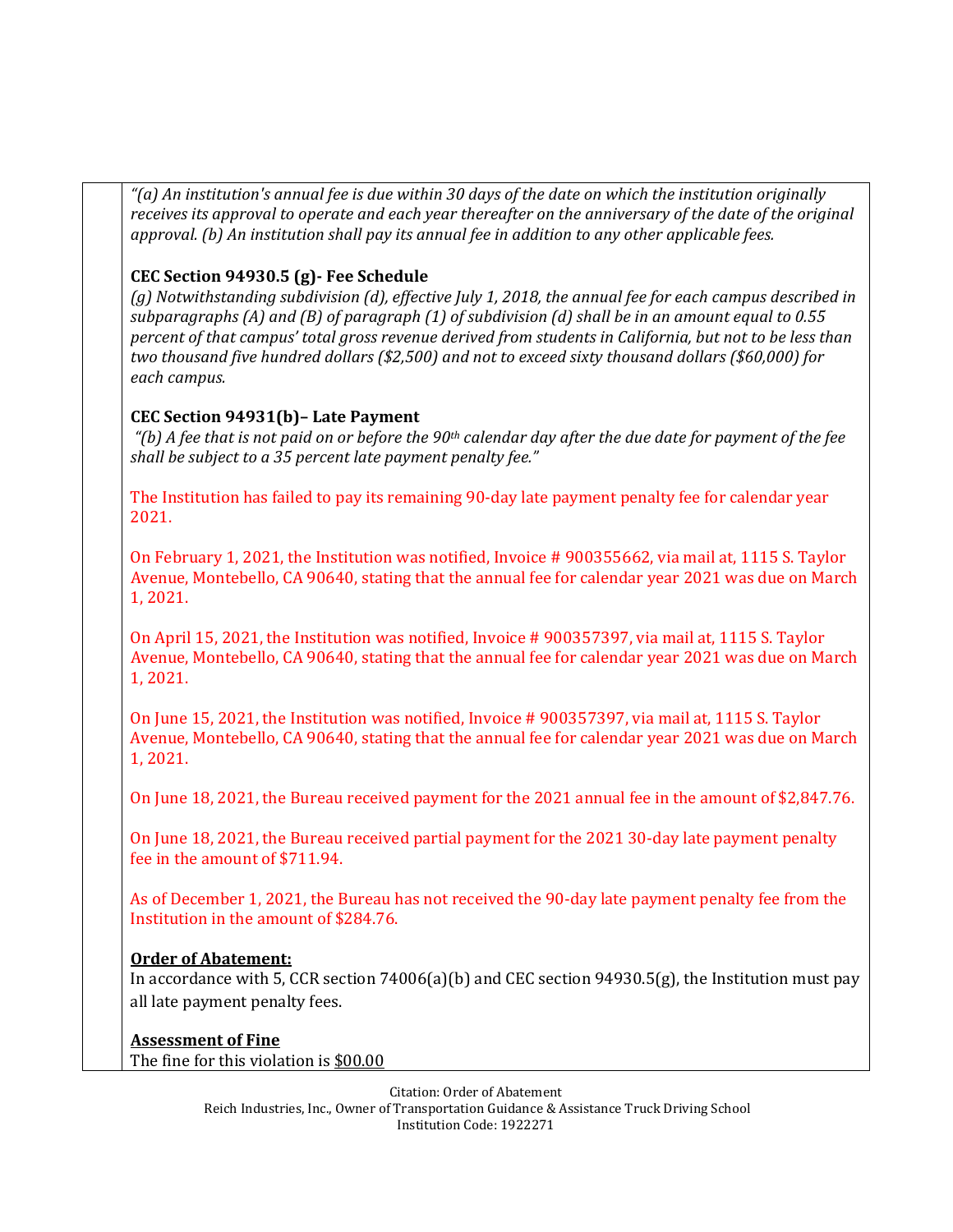*"(a) An institution's annual fee is due within 30 days of the date on which the institution originally receives its approval to operate and each year thereafter on the anniversary of the date of the original approval. (b) An institution shall pay its annual fee in addition to any other applicable fees.*

**CEC Section 94930.5 (g)- Fee Schedule**

*(g) Notwithstanding subdivision (d), effective July 1, 2018, the annual fee for each campus described in subparagraphs (A) and (B) of paragraph (1) of subdivision (d) shall be in an amount equal to 0.55 percent of that campus' total gross revenue derived from students in California, but not to be less than two thousand five hundred dollars ($2,500) and not to exceed sixty thousand dollars ($60,000) for each campus.*

**CEC Section 94931(b)– Late Payment**

*"(b) A fee that is not paid on or before the 90th calendar day after the due date for payment of the fee shall be subject to a 35 percent late payment penalty fee."*

The Institution has failed to pay its remaining 90-day late payment penalty fee for calendar year 2021.

On February 1, 2021, the Institution was notified, Invoice # 900355662, via mail at, 1115 S. Taylor Avenue, Montebello, CA 90640, stating that the annual fee for calendar year 2021 was due on March 1, 2021.

On April 15, 2021, the Institution was notified, Invoice # 900357397, via mail at, 1115 S. Taylor Avenue, Montebello, CA 90640, stating that the annual fee for calendar year 2021 was due on March 1, 2021.

On June 15, 2021, the Institution was notified, Invoice # 900357397, via mail at, 1115 S. Taylor Avenue, Montebello, CA 90640, stating that the annual fee for calendar year 2021 was due on March 1, 2021.

On June 18, 2021, the Bureau received payment for the 2021 annual fee in the amount of $2,847.76.

On June 18, 2021, the Bureau received partial payment for the 2021 30-day late payment penalty fee in the amount of $711.94.

As of December 1, 2021, the Bureau has not received the 90-day late payment penalty fee from the Institution in the amount of $284.76.

**Order of Abatement:**

In accordance with 5, CCR section 74006(a)(b) and CEC section 94930.5(g), the Institution must pay all late payment penalty fees.

**Assessment of Fine**

The fine for this violation is $00.00

Citation: Order of Abatement
Reich Industries, Inc., Owner of Transportation Guidance & Assistance Truck Driving School
Institution Code: 1922271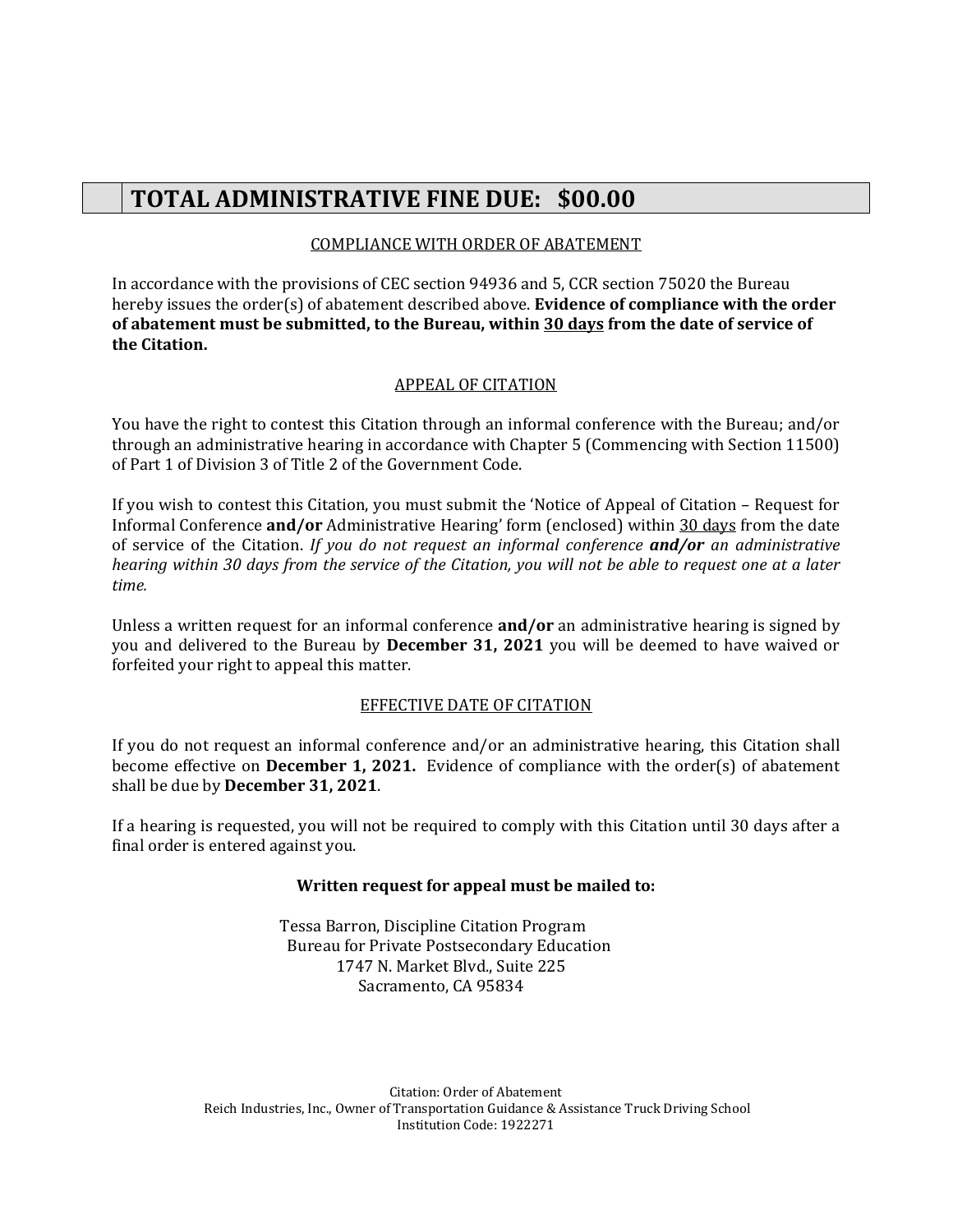## TOTAL ADMINISTRATIVE FINE DUE: $00.00

<u>COMPLIANCE WITH ORDER OF ABATEMENT</u>

In accordance with the provisions of CEC section 94936 and 5, CCR section 75020 the Bureau hereby issues the order(s) of abatement described above. **Evidence of compliance with the order of abatement must be submitted, to the Bureau, within <u>30 days</u> from the date of service of the Citation.**

<u>APPEAL OF CITATION</u>

You have the right to contest this Citation through an informal conference with the Bureau; and/or through an administrative hearing in accordance with Chapter 5 (Commencing with Section 11500) of Part 1 of Division 3 of Title 2 of the Government Code.

If you wish to contest this Citation, you must submit the 'Notice of Appeal of Citation – Request for Informal Conference **and/or** Administrative Hearing' form (enclosed) within <u>30 days</u> from the date of service of the Citation. *If you do not request an informal conference **and/or** an administrative hearing within 30 days from the service of the Citation, you will not be able to request one at a later time.*

Unless a written request for an informal conference **and/or** an administrative hearing is signed by you and delivered to the Bureau by **December 31, 2021** you will be deemed to have waived or forfeited your right to appeal this matter.

<u>EFFECTIVE DATE OF CITATION</u>

If you do not request an informal conference and/or an administrative hearing, this Citation shall become effective on **December 1, 2021.** Evidence of compliance with the order(s) of abatement shall be due by **December 31, 2021**.

If a hearing is requested, you will not be required to comply with this Citation until 30 days after a final order is entered against you.

**Written request for appeal must be mailed to:**

Tessa Barron, Discipline Citation Program
Bureau for Private Postsecondary Education
1747 N. Market Blvd., Suite 225
Sacramento, CA 95834

Citation: Order of Abatement
Reich Industries, Inc., Owner of Transportation Guidance & Assistance Truck Driving School
Institution Code: 1922271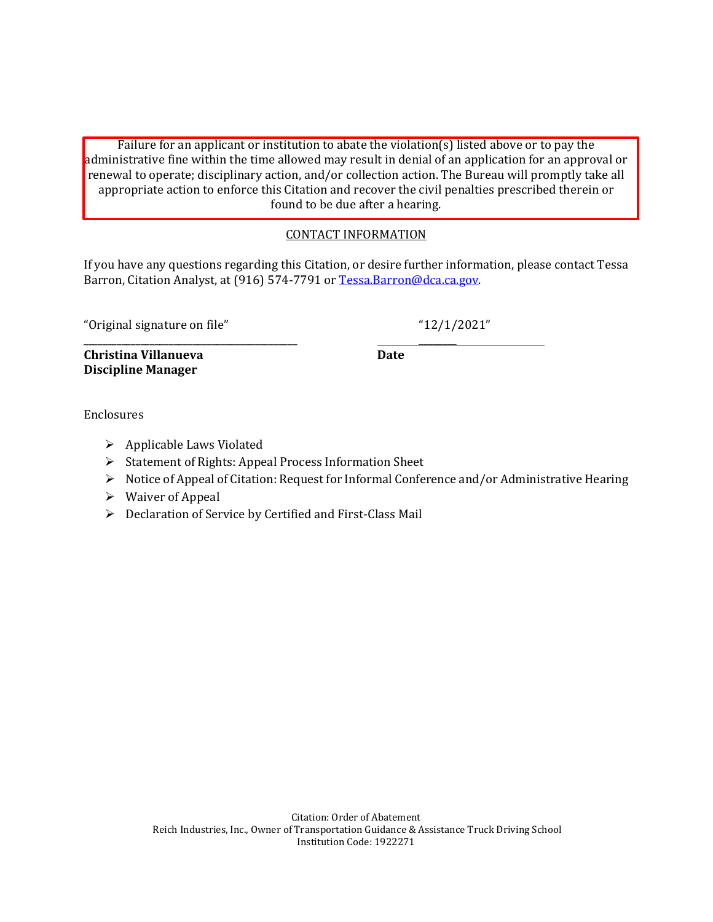Failure for an applicant or institution to abate the violation(s) listed above or to pay the administrative fine within the time allowed may result in denial of an application for an approval or renewal to operate; disciplinary action, and/or collection action. The Bureau will promptly take all appropriate action to enforce this Citation and recover the civil penalties prescribed therein or found to be due after a hearing.

CONTACT INFORMATION

If you have any questions regarding this Citation, or desire further information, please contact Tessa Barron, Citation Analyst, at (916) 574-7791 or Tessa.Barron@dca.ca.gov.

"Original signature on file"

**Christina Villanueva**
**Discipline Manager**

"12/1/2021"

**Date**

Enclosures

- Applicable Laws Violated
- Statement of Rights: Appeal Process Information Sheet
- Notice of Appeal of Citation: Request for Informal Conference and/or Administrative Hearing
- Waiver of Appeal
- Declaration of Service by Certified and First-Class Mail

Citation: Order of Abatement
Reich Industries, Inc., Owner of Transportation Guidance & Assistance Truck Driving School
Institution Code: 1922271